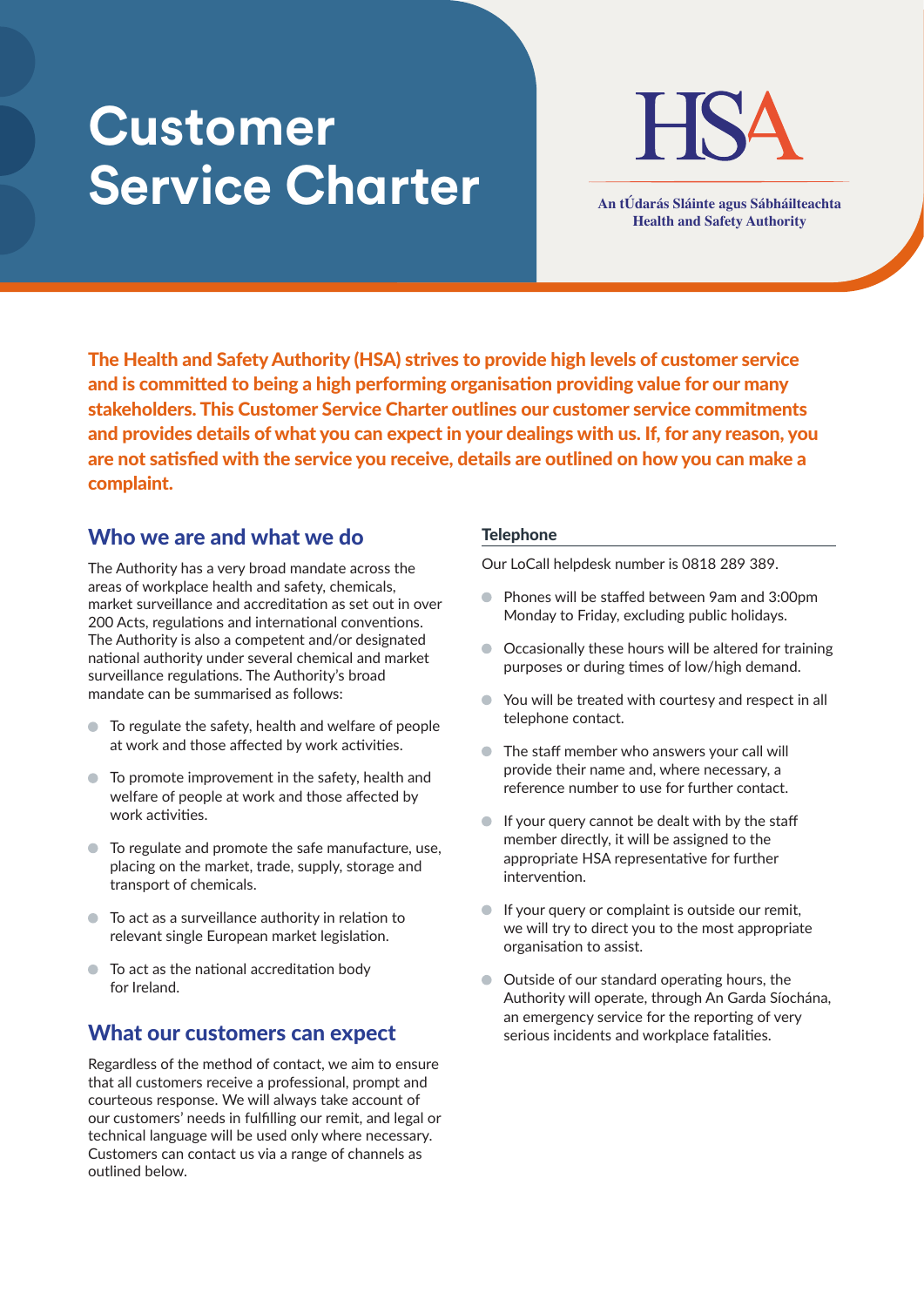# Customer Service Charter

HSA

An tÚdarás Sláinte agus Sábháilteachta
Health and Safety Authority

**The Health and Safety Authority (HSA) strives to provide high levels of customer service and is committed to being a high performing organisation providing value for our many stakeholders. This Customer Service Charter outlines our customer service commitments and provides details of what you can expect in your dealings with us. If, for any reason, you are not satisfied with the service you receive, details are outlined on how you can make a complaint.**

## Who we are and what we do

The Authority has a very broad mandate across the areas of workplace health and safety, chemicals, market surveillance and accreditation as set out in over 200 Acts, regulations and international conventions. The Authority is also a competent and/or designated national authority under several chemical and market surveillance regulations. The Authority's broad mandate can be summarised as follows:

- To regulate the safety, health and welfare of people at work and those affected by work activities.
- To promote improvement in the safety, health and welfare of people at work and those affected by work activities.
- To regulate and promote the safe manufacture, use, placing on the market, trade, supply, storage and transport of chemicals.
- To act as a surveillance authority in relation to relevant single European market legislation.
- To act as the national accreditation body for Ireland.

## What our customers can expect

Regardless of the method of contact, we aim to ensure that all customers receive a professional, prompt and courteous response. We will always take account of our customers' needs in fulfilling our remit, and legal or technical language will be used only where necessary. Customers can contact us via a range of channels as outlined below.

### Telephone

Our LoCall helpdesk number is 0818 289 389.

- Phones will be staffed between 9am and 3:00pm Monday to Friday, excluding public holidays.
- Occasionally these hours will be altered for training purposes or during times of low/high demand.
- You will be treated with courtesy and respect in all telephone contact.
- The staff member who answers your call will provide their name and, where necessary, a reference number to use for further contact.
- If your query cannot be dealt with by the staff member directly, it will be assigned to the appropriate HSA representative for further intervention.
- If your query or complaint is outside our remit, we will try to direct you to the most appropriate organisation to assist.
- Outside of our standard operating hours, the Authority will operate, through An Garda Síochána, an emergency service for the reporting of very serious incidents and workplace fatalities.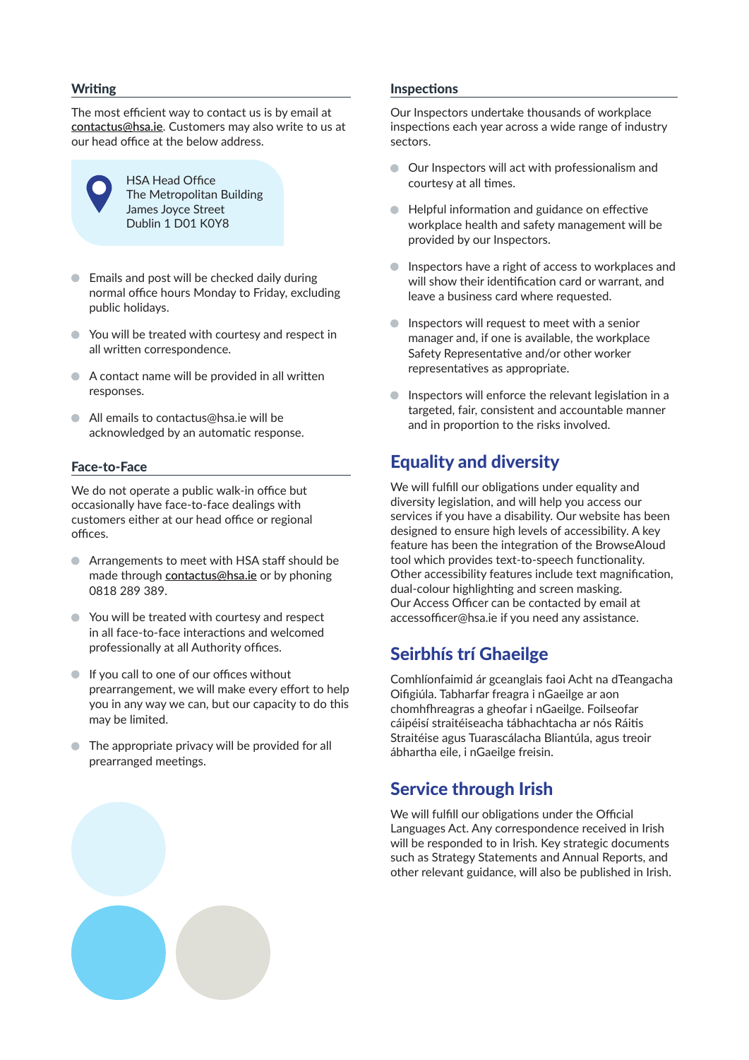## Writing

The most efficient way to contact us is by email at contactus@hsa.ie. Customers may also write to us at our head office at the below address.

HSA Head Office
The Metropolitan Building
James Joyce Street
Dublin 1 D01 K0Y8

- Emails and post will be checked daily during normal office hours Monday to Friday, excluding public holidays.
- You will be treated with courtesy and respect in all written correspondence.
- A contact name will be provided in all written responses.
- All emails to contactus@hsa.ie will be acknowledged by an automatic response.

## Face-to-Face

We do not operate a public walk-in office but occasionally have face-to-face dealings with customers either at our head office or regional offices.

- Arrangements to meet with HSA staff should be made through contactus@hsa.ie or by phoning 0818 289 389.
- You will be treated with courtesy and respect in all face-to-face interactions and welcomed professionally at all Authority offices.
- If you call to one of our offices without prearrangement, we will make every effort to help you in any way we can, but our capacity to do this may be limited.
- The appropriate privacy will be provided for all prearranged meetings.

## Inspections

Our Inspectors undertake thousands of workplace inspections each year across a wide range of industry sectors.

- Our Inspectors will act with professionalism and courtesy at all times.
- Helpful information and guidance on effective workplace health and safety management will be provided by our Inspectors.
- Inspectors have a right of access to workplaces and will show their identification card or warrant, and leave a business card where requested.
- Inspectors will request to meet with a senior manager and, if one is available, the workplace Safety Representative and/or other worker representatives as appropriate.
- Inspectors will enforce the relevant legislation in a targeted, fair, consistent and accountable manner and in proportion to the risks involved.

# Equality and diversity

We will fulfill our obligations under equality and diversity legislation, and will help you access our services if you have a disability. Our website has been designed to ensure high levels of accessibility. A key feature has been the integration of the BrowseAloud tool which provides text-to-speech functionality. Other accessibility features include text magnification, dual-colour highlighting and screen masking. Our Access Officer can be contacted by email at accessofficer@hsa.ie if you need any assistance.

# Seirbhís trí Ghaeilge

Comhlíonfaimid ár gceanglais faoi Acht na dTeangacha Oifigiúla. Tabharfar freagra i nGaeilge ar aon chomhfhreagras a gheofar i nGaeilge. Foilseofar cáipéisí straitéiseacha tábhachtacha ar nós Ráitis Straitéise agus Tuarascálacha Bliantúla, agus treoir ábhartha eile, i nGaeilge freisin.

# Service through Irish

We will fulfill our obligations under the Official Languages Act. Any correspondence received in Irish will be responded to in Irish. Key strategic documents such as Strategy Statements and Annual Reports, and other relevant guidance, will also be published in Irish.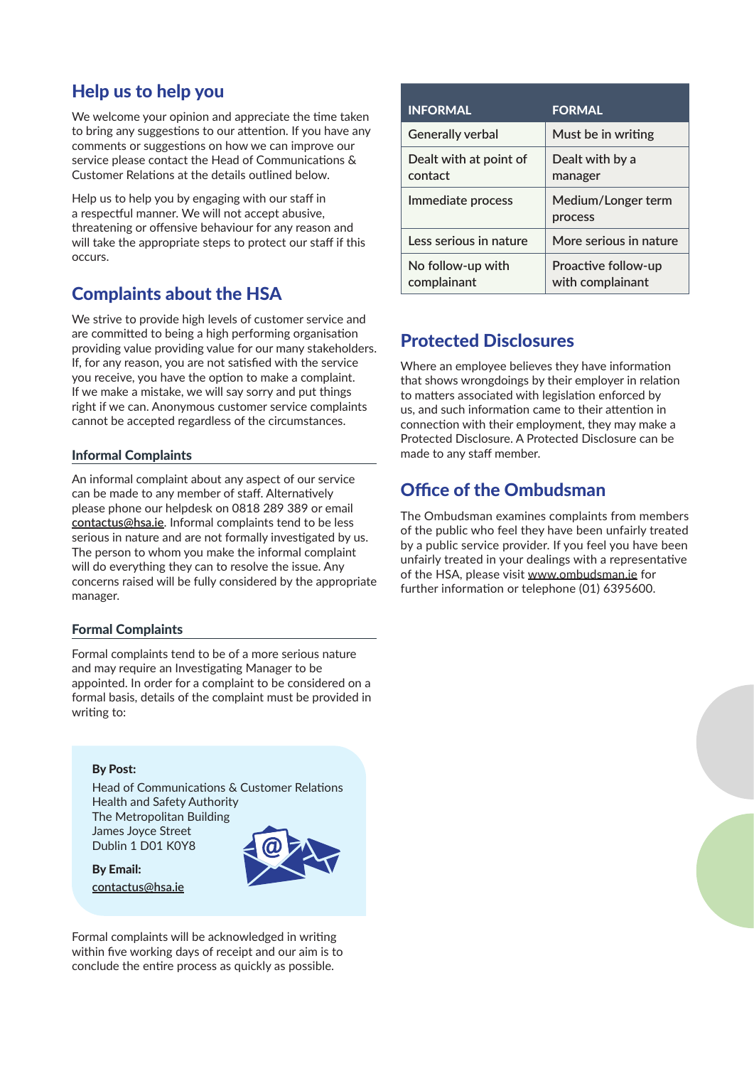## Help us to help you

We welcome your opinion and appreciate the time taken to bring any suggestions to our attention. If you have any comments or suggestions on how we can improve our service please contact the Head of Communications & Customer Relations at the details outlined below.

Help us to help you by engaging with our staff in a respectful manner. We will not accept abusive, threatening or offensive behaviour for any reason and will take the appropriate steps to protect our staff if this occurs.

## Complaints about the HSA

We strive to provide high levels of customer service and are committed to being a high performing organisation providing value providing value for our many stakeholders. If, for any reason, you are not satisfied with the service you receive, you have the option to make a complaint. If we make a mistake, we will say sorry and put things right if we can. Anonymous customer service complaints cannot be accepted regardless of the circumstances.

### Informal Complaints

An informal complaint about any aspect of our service can be made to any member of staff. Alternatively please phone our helpdesk on 0818 289 389 or email contactus@hsa.ie. Informal complaints tend to be less serious in nature and are not formally investigated by us. The person to whom you make the informal complaint will do everything they can to resolve the issue. Any concerns raised will be fully considered by the appropriate manager.

### Formal Complaints

Formal complaints tend to be of a more serious nature and may require an Investigating Manager to be appointed. In order for a complaint to be considered on a formal basis, details of the complaint must be provided in writing to:

**By Post:**
Head of Communications & Customer Relations
Health and Safety Authority
The Metropolitan Building
James Joyce Street
Dublin 1 D01 K0Y8

**By Email:**
contactus@hsa.ie

Formal complaints will be acknowledged in writing within five working days of receipt and our aim is to conclude the entire process as quickly as possible.

| INFORMAL | FORMAL |
|---|---|
| Generally verbal | Must be in writing |
| Dealt with at point of contact | Dealt with by a manager |
| Immediate process | Medium/Longer term process |
| Less serious in nature | More serious in nature |
| No follow-up with complainant | Proactive follow-up with complainant |

## Protected Disclosures

Where an employee believes they have information that shows wrongdoings by their employer in relation to matters associated with legislation enforced by us, and such information came to their attention in connection with their employment, they may make a Protected Disclosure. A Protected Disclosure can be made to any staff member.

## Office of the Ombudsman

The Ombudsman examines complaints from members of the public who feel they have been unfairly treated by a public service provider. If you feel you have been unfairly treated in your dealings with a representative of the HSA, please visit www.ombudsman.ie for further information or telephone (01) 6395600.